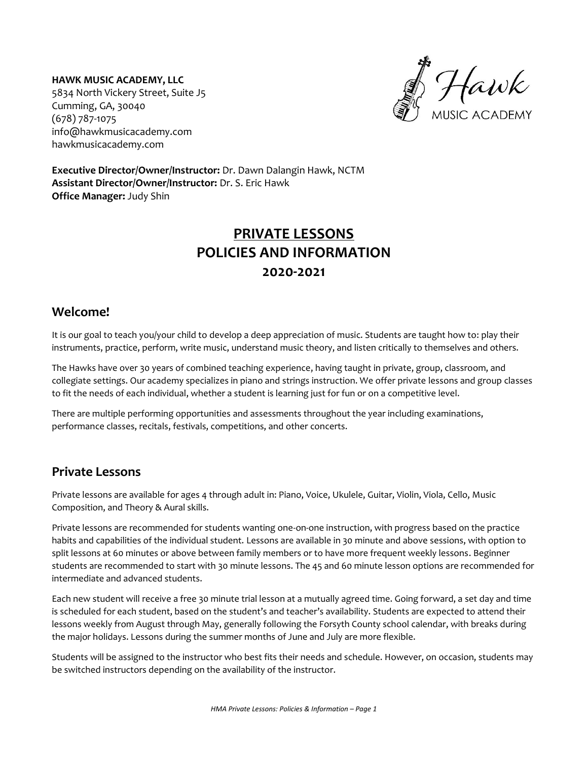**HAWK MUSIC ACADEMY, LLC**
5834 North Vickery Street, Suite J5
Cumming, GA, 30040
(678) 787-1075
info@hawkmusicacademy.com
hawkmusicacademy.com

**Executive Director/Owner/Instructor:** Dr. Dawn Dalangin Hawk, NCTM
**Assistant Director/Owner/Instructor:** Dr. S. Eric Hawk
**Office Manager:** Judy Shin

# PRIVATE LESSONS
# POLICIES AND INFORMATION
## 2020-2021

## Welcome!

It is our goal to teach you/your child to develop a deep appreciation of music. Students are taught how to: play their instruments, practice, perform, write music, understand music theory, and listen critically to themselves and others.

The Hawks have over 30 years of combined teaching experience, having taught in private, group, classroom, and collegiate settings. Our academy specializes in piano and strings instruction. We offer private lessons and group classes to fit the needs of each individual, whether a student is learning just for fun or on a competitive level.

There are multiple performing opportunities and assessments throughout the year including examinations, performance classes, recitals, festivals, competitions, and other concerts.

## Private Lessons

Private lessons are available for ages 4 through adult in: Piano, Voice, Ukulele, Guitar, Violin, Viola, Cello, Music Composition, and Theory & Aural skills.

Private lessons are recommended for students wanting one-on-one instruction, with progress based on the practice habits and capabilities of the individual student. Lessons are available in 30 minute and above sessions, with option to split lessons at 60 minutes or above between family members or to have more frequent weekly lessons. Beginner students are recommended to start with 30 minute lessons. The 45 and 60 minute lesson options are recommended for intermediate and advanced students.

Each new student will receive a free 30 minute trial lesson at a mutually agreed time. Going forward, a set day and time is scheduled for each student, based on the student's and teacher's availability. Students are expected to attend their lessons weekly from August through May, generally following the Forsyth County school calendar, with breaks during the major holidays. Lessons during the summer months of June and July are more flexible.

Students will be assigned to the instructor who best fits their needs and schedule. However, on occasion, students may be switched instructors depending on the availability of the instructor.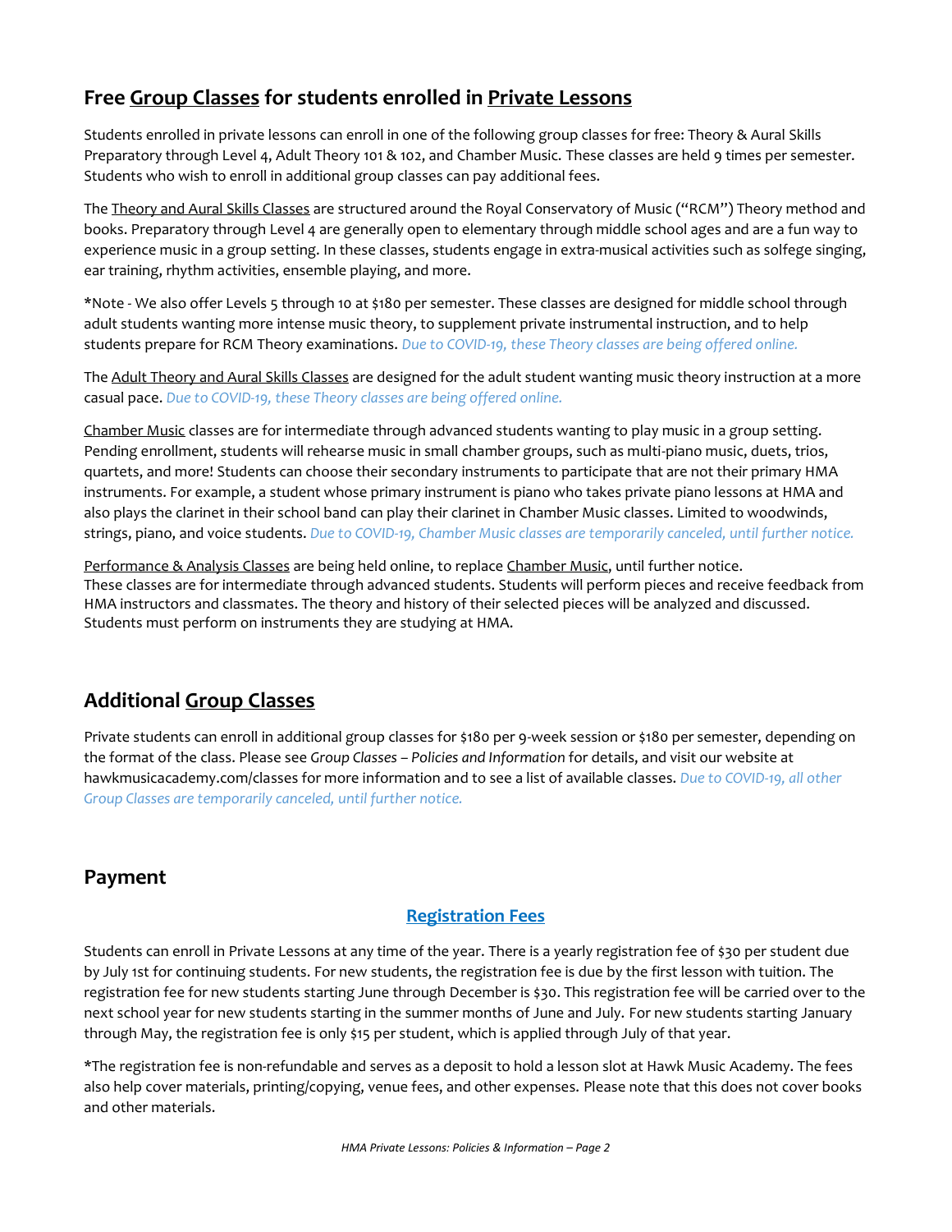## Free Group Classes for students enrolled in Private Lessons

Students enrolled in private lessons can enroll in one of the following group classes for free: Theory & Aural Skills Preparatory through Level 4, Adult Theory 101 & 102, and Chamber Music. These classes are held 9 times per semester. Students who wish to enroll in additional group classes can pay additional fees.

The Theory and Aural Skills Classes are structured around the Royal Conservatory of Music ("RCM") Theory method and books. Preparatory through Level 4 are generally open to elementary through middle school ages and are a fun way to experience music in a group setting. In these classes, students engage in extra-musical activities such as solfege singing, ear training, rhythm activities, ensemble playing, and more.

*Note - We also offer Levels 5 through 10 at $180 per semester. These classes are designed for middle school through adult students wanting more intense music theory, to supplement private instrumental instruction, and to help students prepare for RCM Theory examinations. *Due to COVID-19, these Theory classes are being offered online.*

The Adult Theory and Aural Skills Classes are designed for the adult student wanting music theory instruction at a more casual pace. *Due to COVID-19, these Theory classes are being offered online.*

Chamber Music classes are for intermediate through advanced students wanting to play music in a group setting. Pending enrollment, students will rehearse music in small chamber groups, such as multi-piano music, duets, trios, quartets, and more! Students can choose their secondary instruments to participate that are not their primary HMA instruments. For example, a student whose primary instrument is piano who takes private piano lessons at HMA and also plays the clarinet in their school band can play their clarinet in Chamber Music classes. Limited to woodwinds, strings, piano, and voice students. *Due to COVID-19, Chamber Music classes are temporarily canceled, until further notice.*

Performance & Analysis Classes are being held online, to replace Chamber Music, until further notice. These classes are for intermediate through advanced students. Students will perform pieces and receive feedback from HMA instructors and classmates. The theory and history of their selected pieces will be analyzed and discussed. Students must perform on instruments they are studying at HMA.

## Additional Group Classes

Private students can enroll in additional group classes for $180 per 9-week session or $180 per semester, depending on the format of the class. Please see *Group Classes – Policies and Information* for details, and visit our website at hawkmusicacademy.com/classes for more information and to see a list of available classes. *Due to COVID-19, all other Group Classes are temporarily canceled, until further notice.*

## Payment

### Registration Fees

Students can enroll in Private Lessons at any time of the year. There is a yearly registration fee of $30 per student due by July 1st for continuing students. For new students, the registration fee is due by the first lesson with tuition. The registration fee for new students starting June through December is $30. This registration fee will be carried over to the next school year for new students starting in the summer months of June and July. For new students starting January through May, the registration fee is only $15 per student, which is applied through July of that year.

*The registration fee is non-refundable and serves as a deposit to hold a lesson slot at Hawk Music Academy. The fees also help cover materials, printing/copying, venue fees, and other expenses. Please note that this does not cover books and other materials.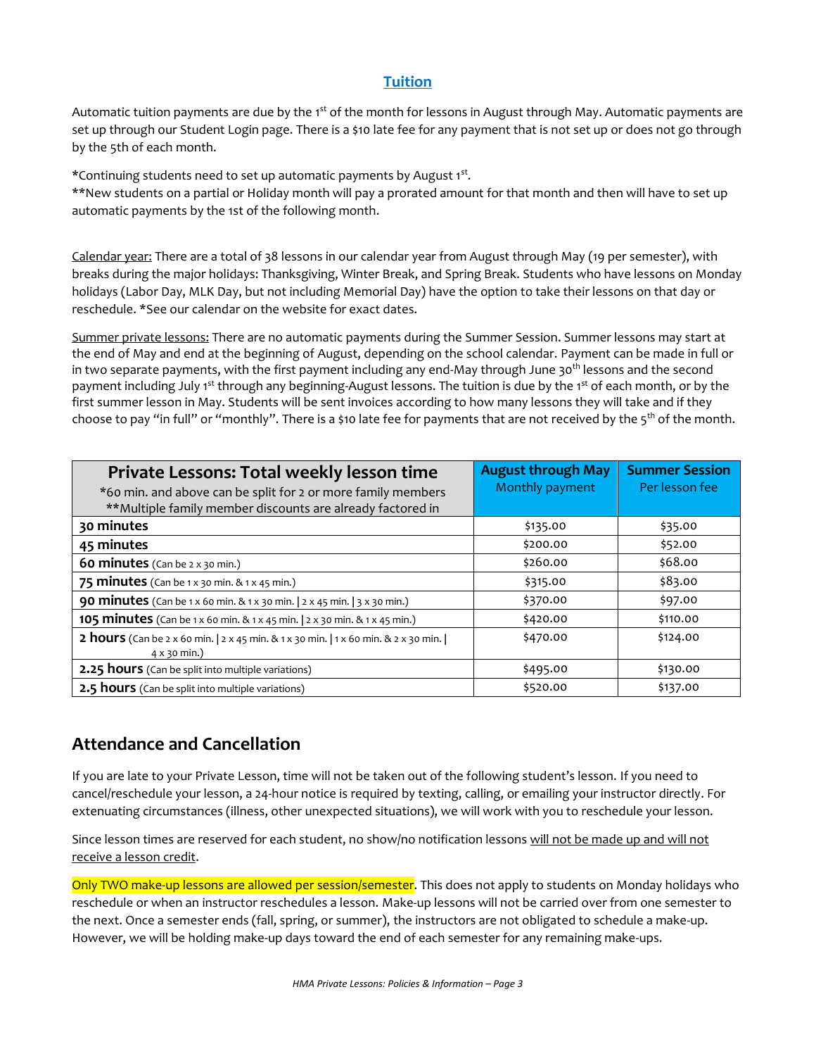## Tuition

Automatic tuition payments are due by the 1st of the month for lessons in August through May. Automatic payments are set up through our Student Login page. There is a $10 late fee for any payment that is not set up or does not go through by the 5th of each month.

*Continuing students need to set up automatic payments by August 1st.
**New students on a partial or Holiday month will pay a prorated amount for that month and then will have to set up automatic payments by the 1st of the following month.

Calendar year: There are a total of 38 lessons in our calendar year from August through May (19 per semester), with breaks during the major holidays: Thanksgiving, Winter Break, and Spring Break. Students who have lessons on Monday holidays (Labor Day, MLK Day, but not including Memorial Day) have the option to take their lessons on that day or reschedule. *See our calendar on the website for exact dates.

Summer private lessons: There are no automatic payments during the Summer Session. Summer lessons may start at the end of May and end at the beginning of August, depending on the school calendar. Payment can be made in full or in two separate payments, with the first payment including any end-May through June 30th lessons and the second payment including July 1st through any beginning-August lessons. The tuition is due by the 1st of each month, or by the first summer lesson in May. Students will be sent invoices according to how many lessons they will take and if they choose to pay "in full" or "monthly". There is a $10 late fee for payments that are not received by the 5th of the month.

| **Private Lessons: Total weekly lesson time**<br>*60 min. and above can be split for 2 or more family members<br>**Multiple family member discounts are already factored in | **August through May**<br>Monthly payment | **Summer Session**<br>Per lesson fee |
|---|---|---|
| **30 minutes** | $135.00 | $35.00 |
| **45 minutes** | $200.00 | $52.00 |
| **60 minutes** (Can be 2 x 30 min.) | $260.00 | $68.00 |
| **75 minutes** (Can be 1 x 30 min. & 1 x 45 min.) | $315.00 | $83.00 |
| **90 minutes** (Can be 1 x 60 min. & 1 x 30 min. \| 2 x 45 min. \| 3 x 30 min.) | $370.00 | $97.00 |
| **105 minutes** (Can be 1 x 60 min. & 1 x 45 min. \| 2 x 30 min. & 1 x 45 min.) | $420.00 | $110.00 |
| **2 hours** (Can be 2 x 60 min. \| 2 x 45 min. & 1 x 30 min. \| 1 x 60 min. & 2 x 30 min. \| 4 x 30 min.) | $470.00 | $124.00 |
| **2.25 hours** (Can be split into multiple variations) | $495.00 | $130.00 |
| **2.5 hours** (Can be split into multiple variations) | $520.00 | $137.00 |

## Attendance and Cancellation

If you are late to your Private Lesson, time will not be taken out of the following student's lesson. If you need to cancel/reschedule your lesson, a 24-hour notice is required by texting, calling, or emailing your instructor directly. For extenuating circumstances (illness, other unexpected situations), we will work with you to reschedule your lesson.

Since lesson times are reserved for each student, no show/no notification lessons will not be made up and will not receive a lesson credit.

Only TWO make-up lessons are allowed per session/semester. This does not apply to students on Monday holidays who reschedule or when an instructor reschedules a lesson. Make-up lessons will not be carried over from one semester to the next. Once a semester ends (fall, spring, or summer), the instructors are not obligated to schedule a make-up. However, we will be holding make-up days toward the end of each semester for any remaining make-ups.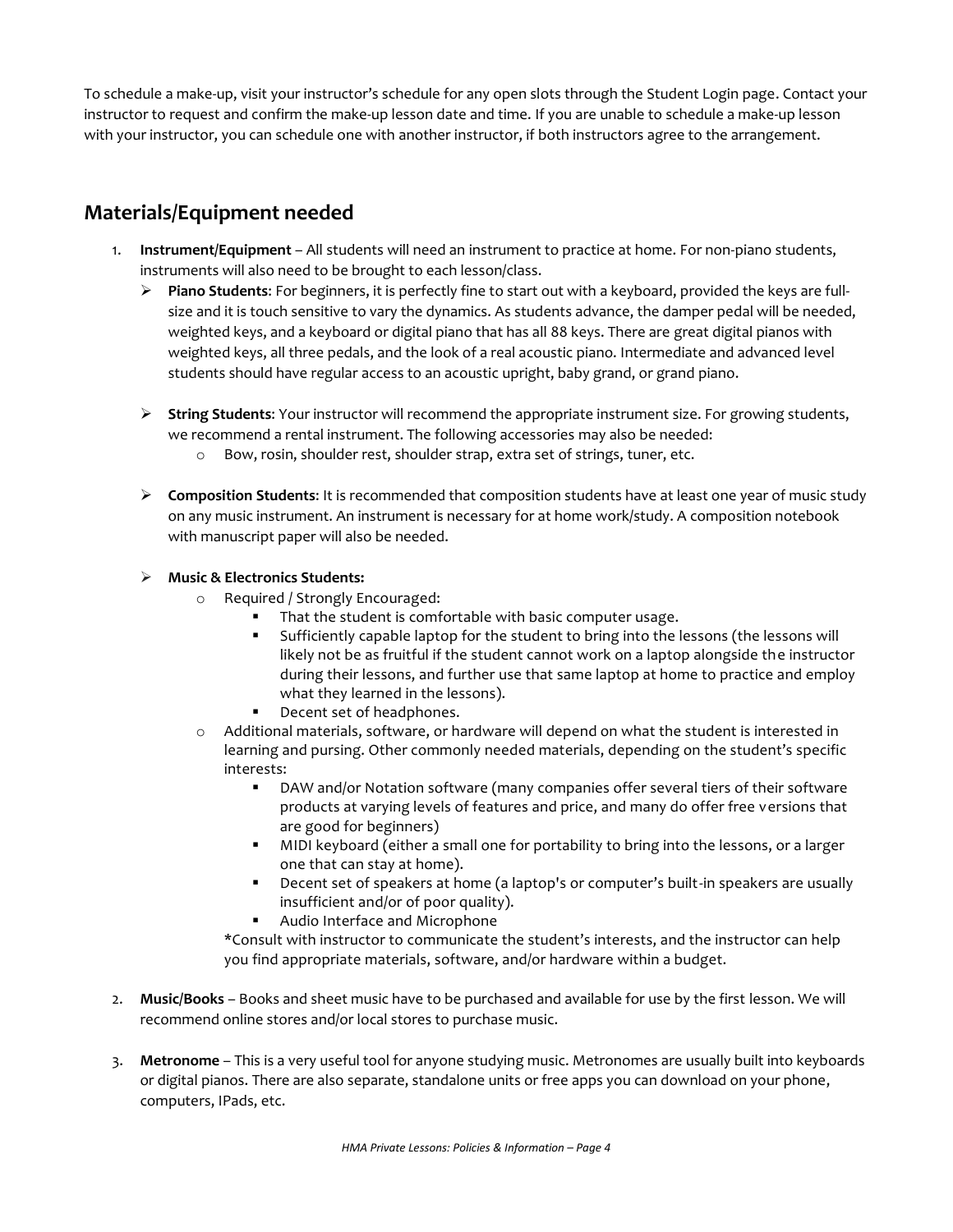To schedule a make-up, visit your instructor's schedule for any open slots through the Student Login page. Contact your instructor to request and confirm the make-up lesson date and time. If you are unable to schedule a make-up lesson with your instructor, you can schedule one with another instructor, if both instructors agree to the arrangement.

## Materials/Equipment needed

1. **Instrument/Equipment** – All students will need an instrument to practice at home. For non-piano students, instruments will also need to be brought to each lesson/class.
   - **Piano Students**: For beginners, it is perfectly fine to start out with a keyboard, provided the keys are full-size and it is touch sensitive to vary the dynamics. As students advance, the damper pedal will be needed, weighted keys, and a keyboard or digital piano that has all 88 keys. There are great digital pianos with weighted keys, all three pedals, and the look of a real acoustic piano. Intermediate and advanced level students should have regular access to an acoustic upright, baby grand, or grand piano.
   - **String Students**: Your instructor will recommend the appropriate instrument size. For growing students, we recommend a rental instrument. The following accessories may also be needed:
     - Bow, rosin, shoulder rest, shoulder strap, extra set of strings, tuner, etc.
   - **Composition Students**: It is recommended that composition students have at least one year of music study on any music instrument. An instrument is necessary for at home work/study. A composition notebook with manuscript paper will also be needed.
   - **Music & Electronics Students:**
     - Required / Strongly Encouraged:
       - That the student is comfortable with basic computer usage.
       - Sufficiently capable laptop for the student to bring into the lessons (the lessons will likely not be as fruitful if the student cannot work on a laptop alongside the instructor during their lessons, and further use that same laptop at home to practice and employ what they learned in the lessons).
       - Decent set of headphones.
     - Additional materials, software, or hardware will depend on what the student is interested in learning and pursing. Other commonly needed materials, depending on the student's specific interests:
       - DAW and/or Notation software (many companies offer several tiers of their software products at varying levels of features and price, and many do offer free versions that are good for beginners)
       - MIDI keyboard (either a small one for portability to bring into the lessons, or a larger one that can stay at home).
       - Decent set of speakers at home (a laptop's or computer's built-in speakers are usually insufficient and/or of poor quality).
       - Audio Interface and Microphone

       *Consult with instructor to communicate the student's interests, and the instructor can help you find appropriate materials, software, and/or hardware within a budget.

2. **Music/Books** – Books and sheet music have to be purchased and available for use by the first lesson. We will recommend online stores and/or local stores to purchase music.

3. **Metronome** – This is a very useful tool for anyone studying music. Metronomes are usually built into keyboards or digital pianos. There are also separate, standalone units or free apps you can download on your phone, computers, IPads, etc.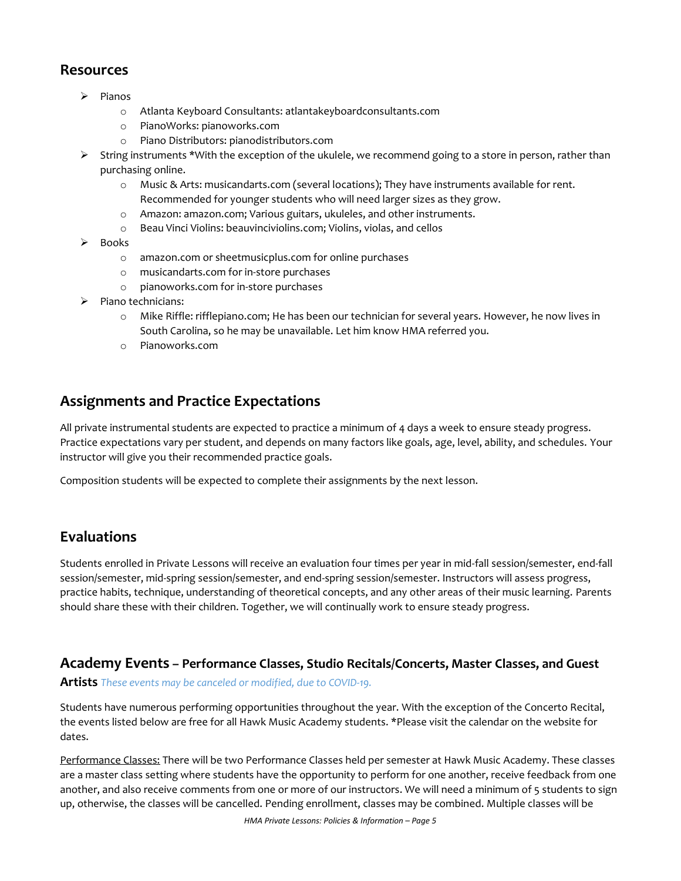## Resources

- Pianos
    - Atlanta Keyboard Consultants: atlantakeyboardconsultants.com
    - PianoWorks: pianoworks.com
    - Piano Distributors: pianodistributors.com
- String instruments *With the exception of the ukulele, we recommend going to a store in person, rather than purchasing online.
    - Music & Arts: musicandarts.com (several locations); They have instruments available for rent. Recommended for younger students who will need larger sizes as they grow.
    - Amazon: amazon.com; Various guitars, ukuleles, and other instruments.
    - Beau Vinci Violins: beauvinciviolins.com; Violins, violas, and cellos
- Books
    - amazon.com or sheetmusicplus.com for online purchases
    - musicandarts.com for in-store purchases
    - pianoworks.com for in-store purchases
- Piano technicians:
    - Mike Riffle: rifflepiano.com; He has been our technician for several years. However, he now lives in South Carolina, so he may be unavailable. Let him know HMA referred you.
    - Pianoworks.com

## Assignments and Practice Expectations

All private instrumental students are expected to practice a minimum of 4 days a week to ensure steady progress. Practice expectations vary per student, and depends on many factors like goals, age, level, ability, and schedules. Your instructor will give you their recommended practice goals.

Composition students will be expected to complete their assignments by the next lesson.

## Evaluations

Students enrolled in Private Lessons will receive an evaluation four times per year in mid-fall session/semester, end-fall session/semester, mid-spring session/semester, and end-spring session/semester. Instructors will assess progress, practice habits, technique, understanding of theoretical concepts, and any other areas of their music learning. Parents should share these with their children. Together, we will continually work to ensure steady progress.

## Academy Events – Performance Classes, Studio Recitals/Concerts, Master Classes, and Guest Artists *These events may be canceled or modified, due to COVID-19.*

Students have numerous performing opportunities throughout the year. With the exception of the Concerto Recital, the events listed below are free for all Hawk Music Academy students. *Please visit the calendar on the website for dates.

Performance Classes: There will be two Performance Classes held per semester at Hawk Music Academy. These classes are a master class setting where students have the opportunity to perform for one another, receive feedback from one another, and also receive comments from one or more of our instructors. We will need a minimum of 5 students to sign up, otherwise, the classes will be cancelled. Pending enrollment, classes may be combined. Multiple classes will be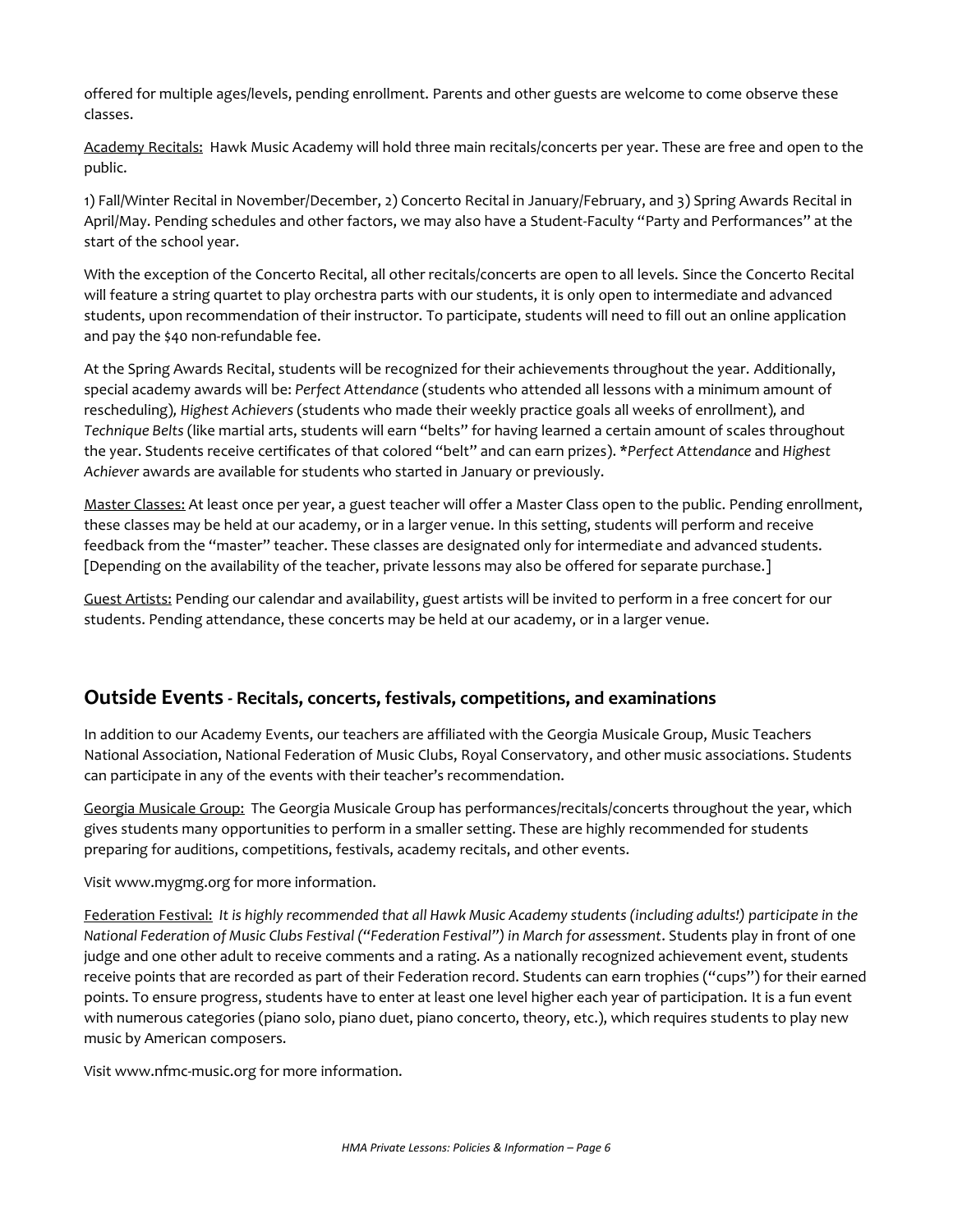offered for multiple ages/levels, pending enrollment. Parents and other guests are welcome to come observe these classes.

Academy Recitals: Hawk Music Academy will hold three main recitals/concerts per year. These are free and open to the public.

1) Fall/Winter Recital in November/December, 2) Concerto Recital in January/February, and 3) Spring Awards Recital in April/May. Pending schedules and other factors, we may also have a Student-Faculty "Party and Performances" at the start of the school year.

With the exception of the Concerto Recital, all other recitals/concerts are open to all levels. Since the Concerto Recital will feature a string quartet to play orchestra parts with our students, it is only open to intermediate and advanced students, upon recommendation of their instructor. To participate, students will need to fill out an online application and pay the $40 non-refundable fee.

At the Spring Awards Recital, students will be recognized for their achievements throughout the year. Additionally, special academy awards will be: *Perfect Attendance* (students who attended all lessons with a minimum amount of rescheduling), *Highest Achievers* (students who made their weekly practice goals all weeks of enrollment), and *Technique Belts* (like martial arts, students will earn "belts" for having learned a certain amount of scales throughout the year. Students receive certificates of that colored "belt" and can earn prizes). **Perfect Attendance* and *Highest Achiever* awards are available for students who started in January or previously.

Master Classes: At least once per year, a guest teacher will offer a Master Class open to the public. Pending enrollment, these classes may be held at our academy, or in a larger venue. In this setting, students will perform and receive feedback from the "master" teacher. These classes are designated only for intermediate and advanced students. [Depending on the availability of the teacher, private lessons may also be offered for separate purchase.]

Guest Artists: Pending our calendar and availability, guest artists will be invited to perform in a free concert for our students. Pending attendance, these concerts may be held at our academy, or in a larger venue.

## Outside Events - Recitals, concerts, festivals, competitions, and examinations

In addition to our Academy Events, our teachers are affiliated with the Georgia Musicale Group, Music Teachers National Association, National Federation of Music Clubs, Royal Conservatory, and other music associations. Students can participate in any of the events with their teacher's recommendation.

Georgia Musicale Group: The Georgia Musicale Group has performances/recitals/concerts throughout the year, which gives students many opportunities to perform in a smaller setting. These are highly recommended for students preparing for auditions, competitions, festivals, academy recitals, and other events.

Visit www.mygmg.org for more information.

Federation Festival: *It is highly recommended that all Hawk Music Academy students (including adults!) participate in the National Federation of Music Clubs Festival ("Federation Festival") in March for assessment*. Students play in front of one judge and one other adult to receive comments and a rating. As a nationally recognized achievement event, students receive points that are recorded as part of their Federation record. Students can earn trophies ("cups") for their earned points. To ensure progress, students have to enter at least one level higher each year of participation. It is a fun event with numerous categories (piano solo, piano duet, piano concerto, theory, etc.), which requires students to play new music by American composers.

Visit www.nfmc-music.org for more information.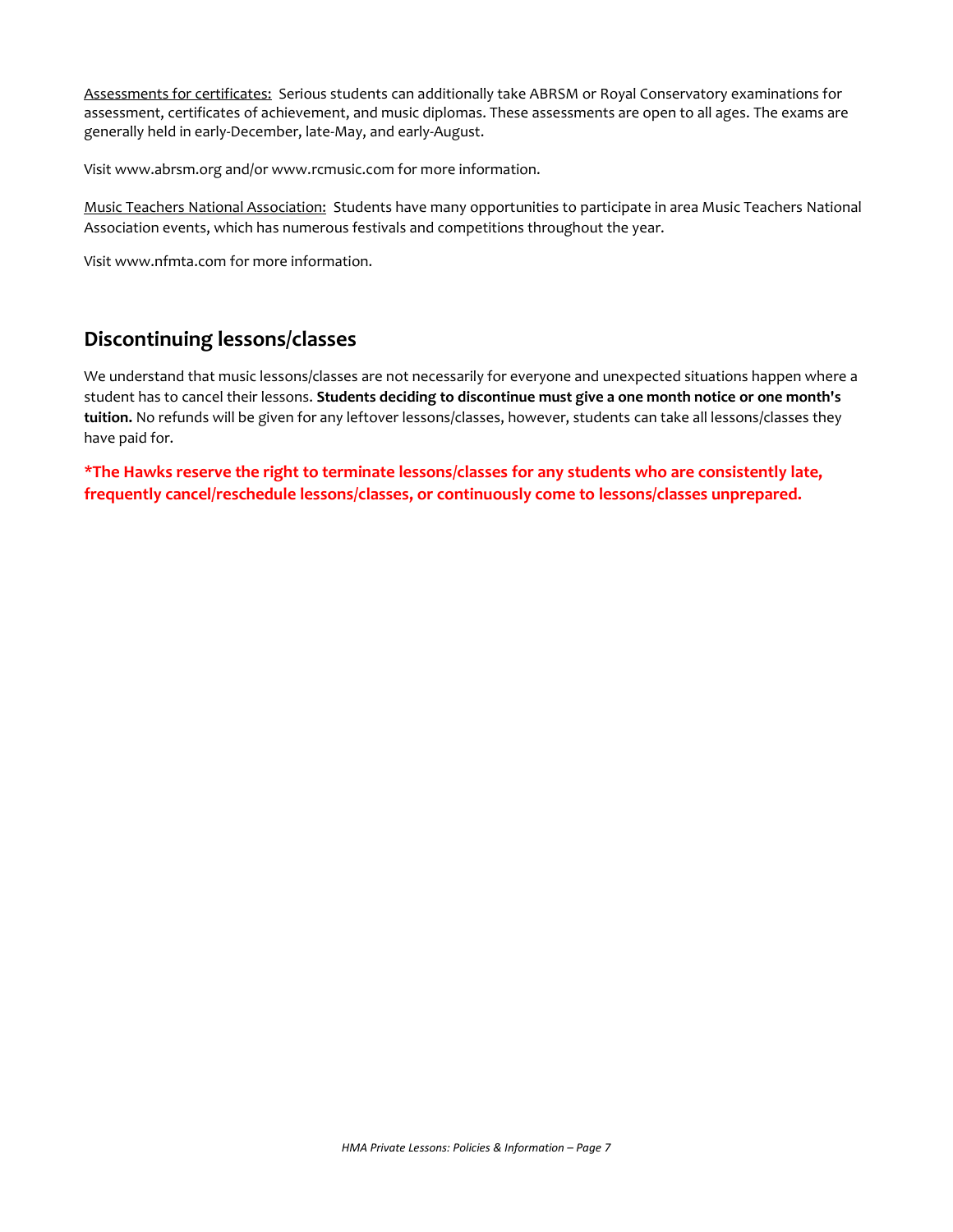Assessments for certificates: Serious students can additionally take ABRSM or Royal Conservatory examinations for assessment, certificates of achievement, and music diplomas. These assessments are open to all ages. The exams are generally held in early-December, late-May, and early-August.

Visit www.abrsm.org and/or www.rcmusic.com for more information.

Music Teachers National Association: Students have many opportunities to participate in area Music Teachers National Association events, which has numerous festivals and competitions throughout the year.

Visit www.nfmta.com for more information.

## Discontinuing lessons/classes

We understand that music lessons/classes are not necessarily for everyone and unexpected situations happen where a student has to cancel their lessons. **Students deciding to discontinue must give a one month notice or one month's tuition.** No refunds will be given for any leftover lessons/classes, however, students can take all lessons/classes they have paid for.

**\*The Hawks reserve the right to terminate lessons/classes for any students who are consistently late, frequently cancel/reschedule lessons/classes, or continuously come to lessons/classes unprepared.**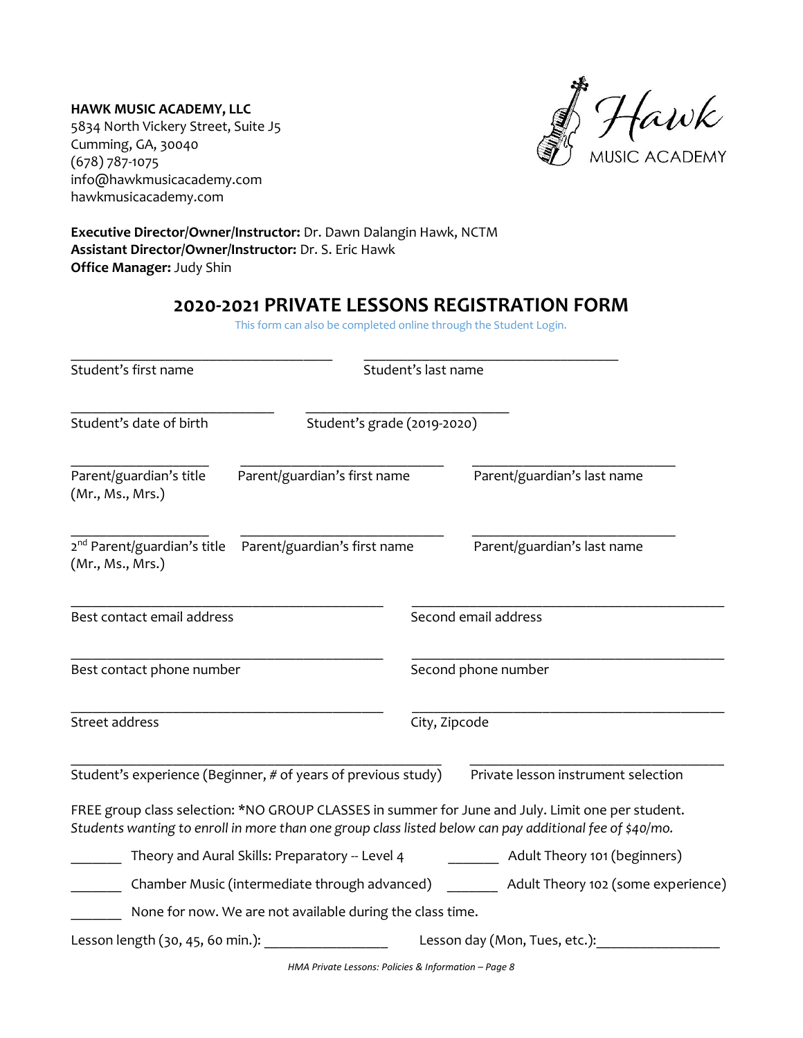**HAWK MUSIC ACADEMY, LLC**
5834 North Vickery Street, Suite J5
Cumming, GA, 30040
(678) 787-1075
info@hawkmusicacademy.com
hawkmusicacademy.com

**Executive Director/Owner/Instructor:** Dr. Dawn Dalangin Hawk, NCTM
**Assistant Director/Owner/Instructor:** Dr. S. Eric Hawk
**Office Manager:** Judy Shin

## 2020-2021 PRIVATE LESSONS REGISTRATION FORM

This form can also be completed online through the Student Login.

______________________ Student's first name
______________________ Student's last name

______________________ Student's date of birth
______________________ Student's grade (2019-2020)

__________ Parent/guardian's title (Mr., Ms., Mrs.)
______________________ Parent/guardian's first name
______________________ Parent/guardian's last name

__________ 2nd Parent/guardian's title (Mr., Ms., Mrs.)
______________________ Parent/guardian's first name
______________________ Parent/guardian's last name

______________________ Best contact email address
______________________ Second email address

______________________ Best contact phone number
______________________ Second phone number

______________________ Street address
______________________ City, Zipcode

______________________ Student's experience (Beginner, # of years of previous study)
______________________ Private lesson instrument selection

FREE group class selection: *NO GROUP CLASSES in summer for June and July. Limit one per student.
*Students wanting to enroll in more than one group class listed below can pay additional fee of $40/mo.*

_______ Theory and Aural Skills: Preparatory -- Level 4
_______ Adult Theory 101 (beginners)
_______ Chamber Music (intermediate through advanced)
_______ Adult Theory 102 (some experience)
_______ None for now. We are not available during the class time.

Lesson length (30, 45, 60 min.): ________________
Lesson day (Mon, Tues, etc.): ________________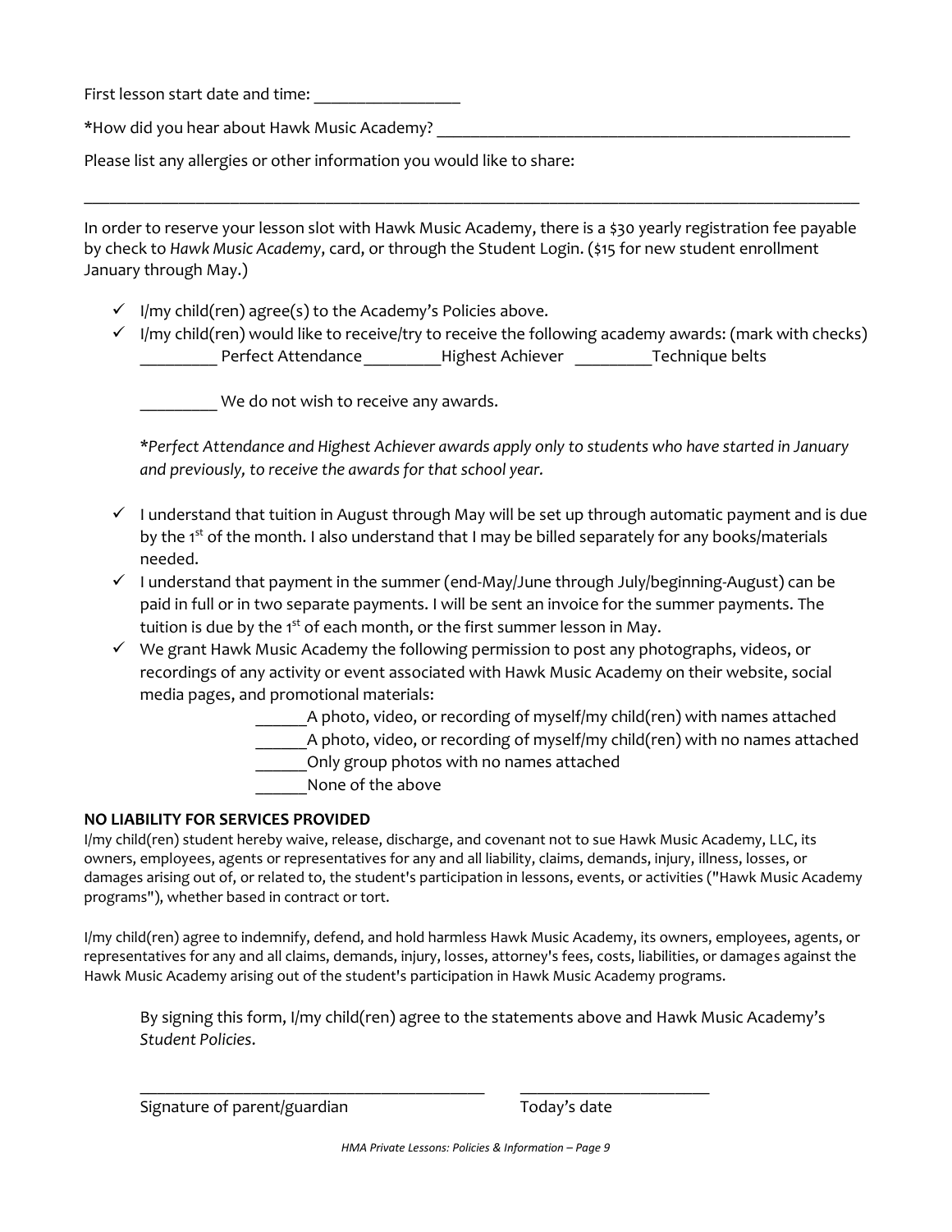First lesson start date and time: _________________

*How did you hear about Hawk Music Academy? __________________________________________________

Please list any allergies or other information you would like to share:

_____________________________________________________________________________________________

In order to reserve your lesson slot with Hawk Music Academy, there is a $30 yearly registration fee payable by check to *Hawk Music Academy*, card, or through the Student Login. ($15 for new student enrollment January through May.)

- ✓ I/my child(ren) agree(s) to the Academy's Policies above.
- ✓ I/my child(ren) would like to receive/try to receive the following academy awards: (mark with checks)
  _________ Perfect Attendance _________Highest Achiever _________Technique belts

  _________ We do not wish to receive any awards.

  **Perfect Attendance and Highest Achiever awards apply only to students who have started in January and previously, to receive the awards for that school year.*

- ✓ I understand that tuition in August through May will be set up through automatic payment and is due by the 1st of the month. I also understand that I may be billed separately for any books/materials needed.
- ✓ I understand that payment in the summer (end-May/June through July/beginning-August) can be paid in full or in two separate payments. I will be sent an invoice for the summer payments. The tuition is due by the 1st of each month, or the first summer lesson in May.
- ✓ We grant Hawk Music Academy the following permission to post any photographs, videos, or recordings of any activity or event associated with Hawk Music Academy on their website, social media pages, and promotional materials:
  - ______A photo, video, or recording of myself/my child(ren) with names attached
  - ______A photo, video, or recording of myself/my child(ren) with no names attached
  - ______Only group photos with no names attached
  - ______None of the above

**NO LIABILITY FOR SERVICES PROVIDED**

I/my child(ren) student hereby waive, release, discharge, and covenant not to sue Hawk Music Academy, LLC, its owners, employees, agents or representatives for any and all liability, claims, demands, injury, illness, losses, or damages arising out of, or related to, the student's participation in lessons, events, or activities ("Hawk Music Academy programs"), whether based in contract or tort.

I/my child(ren) agree to indemnify, defend, and hold harmless Hawk Music Academy, its owners, employees, agents, or representatives for any and all claims, demands, injury, losses, attorney's fees, costs, liabilities, or damages against the Hawk Music Academy arising out of the student's participation in Hawk Music Academy programs.

By signing this form, I/my child(ren) agree to the statements above and Hawk Music Academy's *Student Policies*.

__________________________________________ _______________________

Signature of parent/guardian Today's date